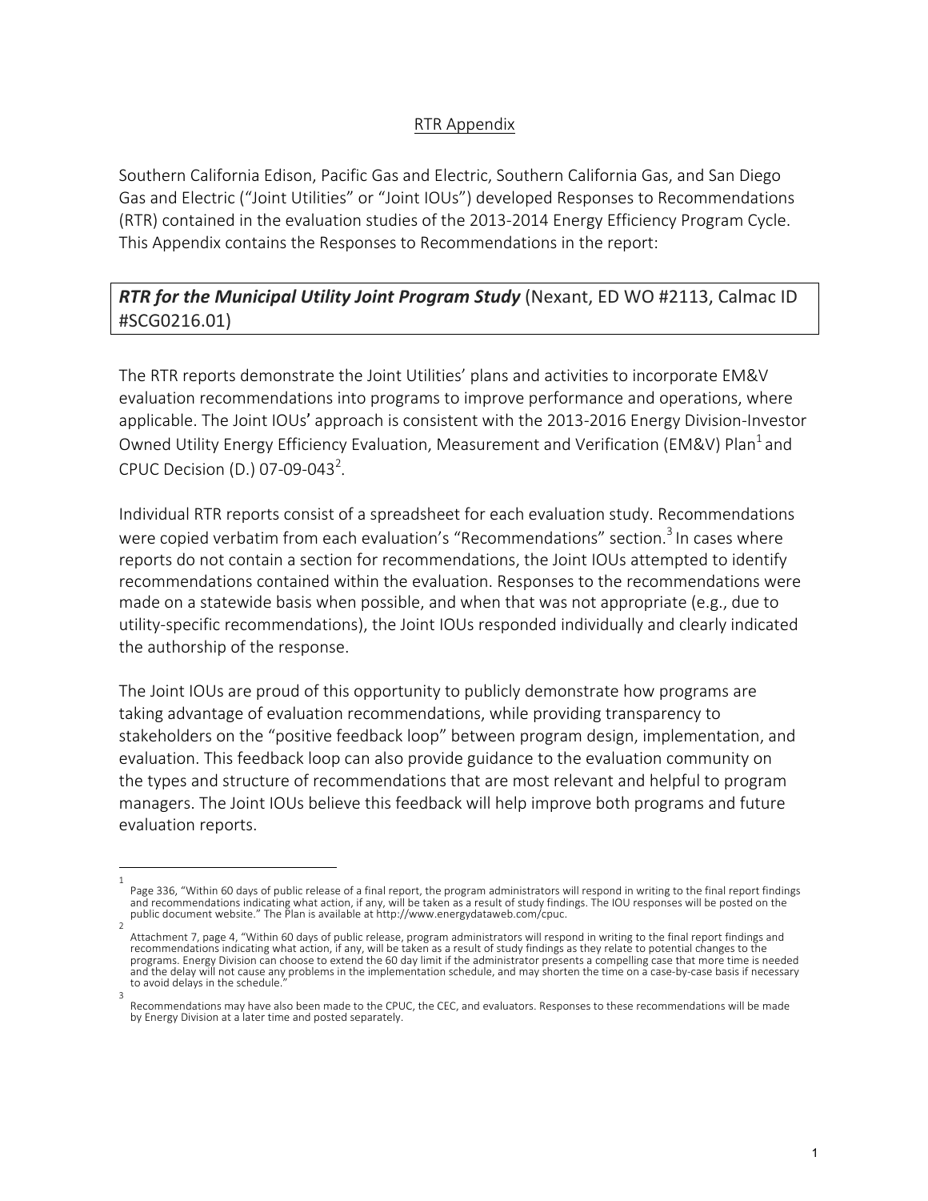# RTR Appendix

Southern California Edison, Pacific Gas and Electric, Southern California Gas, and San Diego Gas and Electric ("Joint Utilities" or "Joint IOUs") developed Responses to Recommendations (RTR) contained in the evaluation studies of the 2013-2014 Energy Efficiency Program Cycle. This Appendix contains the Responses to Recommendations in the report:

***RTR for the Municipal Utility Joint Program Study*** (Nexant, ED WO #2113, Calmac ID #SCG0216.01)

The RTR reports demonstrate the Joint Utilities' plans and activities to incorporate EM&V evaluation recommendations into programs to improve performance and operations, where applicable. The Joint IOUs' approach is consistent with the 2013-2016 Energy Division-Investor Owned Utility Energy Efficiency Evaluation, Measurement and Verification (EM&V) Plan[1] and CPUC Decision (D.) 07-09-043[2].

Individual RTR reports consist of a spreadsheet for each evaluation study. Recommendations were copied verbatim from each evaluation's "Recommendations" section.[3] In cases where reports do not contain a section for recommendations, the Joint IOUs attempted to identify recommendations contained within the evaluation. Responses to the recommendations were made on a statewide basis when possible, and when that was not appropriate (e.g., due to utility-specific recommendations), the Joint IOUs responded individually and clearly indicated the authorship of the response.

The Joint IOUs are proud of this opportunity to publicly demonstrate how programs are taking advantage of evaluation recommendations, while providing transparency to stakeholders on the "positive feedback loop" between program design, implementation, and evaluation. This feedback loop can also provide guidance to the evaluation community on the types and structure of recommendations that are most relevant and helpful to program managers. The Joint IOUs believe this feedback will help improve both programs and future evaluation reports.

---

[1] Page 336, "Within 60 days of public release of a final report, the program administrators will respond in writing to the final report findings and recommendations indicating what action, if any, will be taken as a result of study findings. The IOU responses will be posted on the public document website." The Plan is available at http://www.energydataweb.com/cpuc.

[2] Attachment 7, page 4, "Within 60 days of public release, program administrators will respond in writing to the final report findings and recommendations indicating what action, if any, will be taken as a result of study findings as they relate to potential changes to the programs. Energy Division can choose to extend the 60 day limit if the administrator presents a compelling case that more time is needed and the delay will not cause any problems in the implementation schedule, and may shorten the time on a case-by-case basis if necessary to avoid delays in the schedule."

[3] Recommendations may have also been made to the CPUC, the CEC, and evaluators. Responses to these recommendations will be made by Energy Division at a later time and posted separately.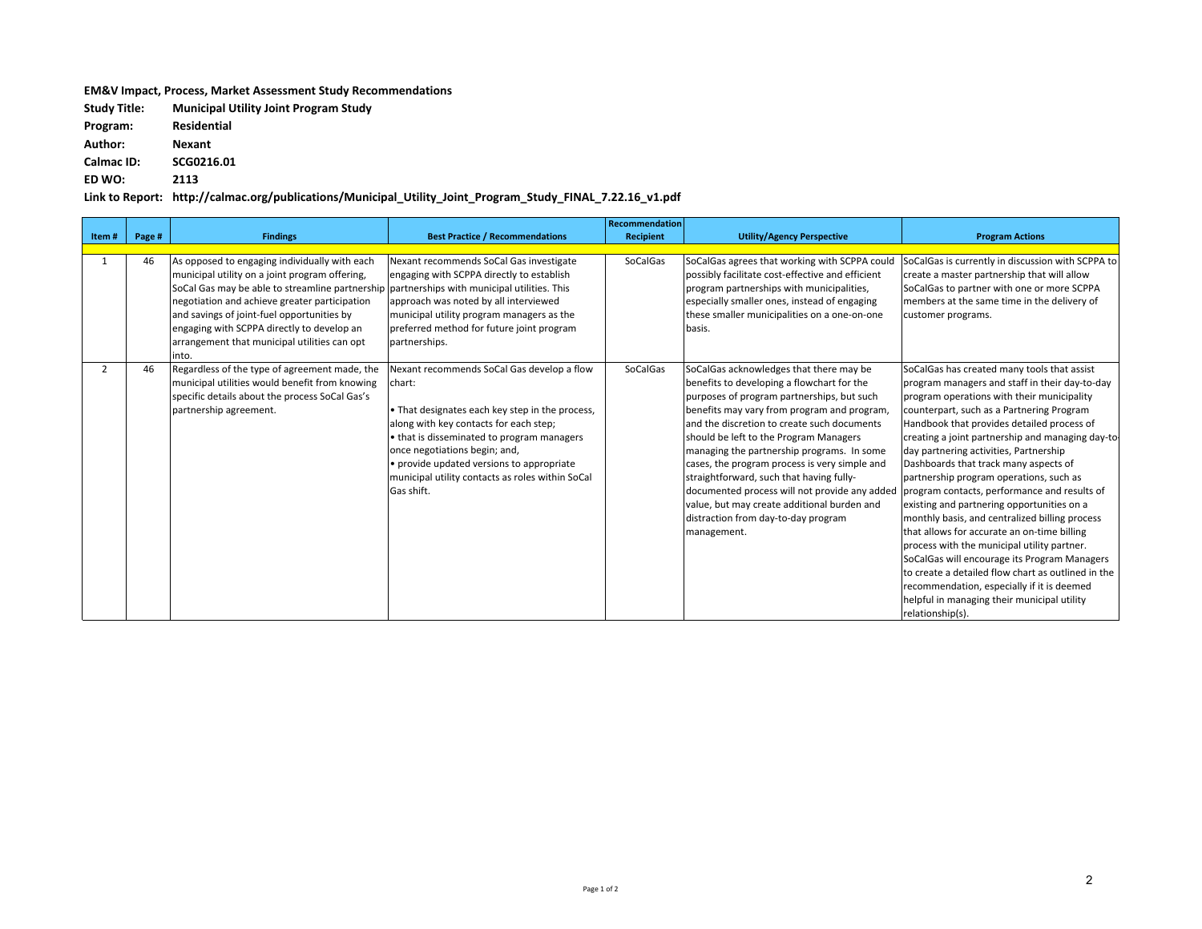**EM&V Impact, Process, Market Assessment Study Recommendations**

**Study Title:** **Municipal Utility Joint Program Study**

**Program:** **Residential**

**Author:** **Nexant**

**Calmac ID:** **SCG0216.01**

**ED WO:** **2113**

**Link to Report:** **http://calmac.org/publications/Municipal_Utility_Joint_Program_Study_FINAL_7.22.16_v1.pdf**

| Item # | Page # | Findings | Best Practice / Recommendations | Recommendation Recipient | Utility/Agency Perspective | Program Actions |
|---|---|---|---|---|---|---|
| 1 | 46 | As opposed to engaging individually with each municipal utility on a joint program offering, SoCal Gas may be able to streamline partnership negotiation and achieve greater participation and savings of joint-fuel opportunities by engaging with SCPPA directly to develop an arrangement that municipal utilities can opt into. | Nexant recommends SoCal Gas investigate engaging with SCPPA directly to establish partnerships with municipal utilities. This approach was noted by all interviewed municipal utility program managers as the preferred method for future joint program partnerships. | SoCalGas | SoCalGas agrees that working with SCPPA could possibly facilitate cost-effective and efficient program partnerships with municipalities, especially smaller ones, instead of engaging these smaller municipalities on a one-on-one basis. | SoCalGas is currently in discussion with SCPPA to create a master partnership that will allow SoCalGas to partner with one or more SCPPA members at the same time in the delivery of customer programs. |
| 2 | 46 | Regardless of the type of agreement made, the municipal utilities would benefit from knowing specific details about the process SoCal Gas's partnership agreement. | Nexant recommends SoCal Gas develop a flow chart:<br><br>• That designates each key step in the process, along with key contacts for each step;<br>• that is disseminated to program managers once negotiations begin; and,<br>• provide updated versions to appropriate municipal utility contacts as roles within SoCal Gas shift. | SoCalGas | SoCalGas acknowledges that there may be benefits to developing a flowchart for the purposes of program partnerships, but such benefits may vary from program and program, and the discretion to create such documents should be left to the Program Managers managing the partnership programs. In some cases, the program process is very simple and straightforward, such that having fully-documented process will not provide any added value, but may create additional burden and distraction from day-to-day program management. | SoCalGas has created many tools that assist program managers and staff in their day-to-day program operations with their municipality counterpart, such as a Partnering Program Handbook that provides detailed process of creating a joint partnership and managing day-to-day partnering activities, Partnership Dashboards that track many aspects of partnership program operations, such as program contacts, performance and results of existing and partnering opportunities on a monthly basis, and centralized billing process that allows for accurate an on-time billing process with the municipal utility partner. SoCalGas will encourage its Program Managers to create a detailed flow chart as outlined in the recommendation, especially if it is deemed helpful in managing their municipal utility relationship(s). |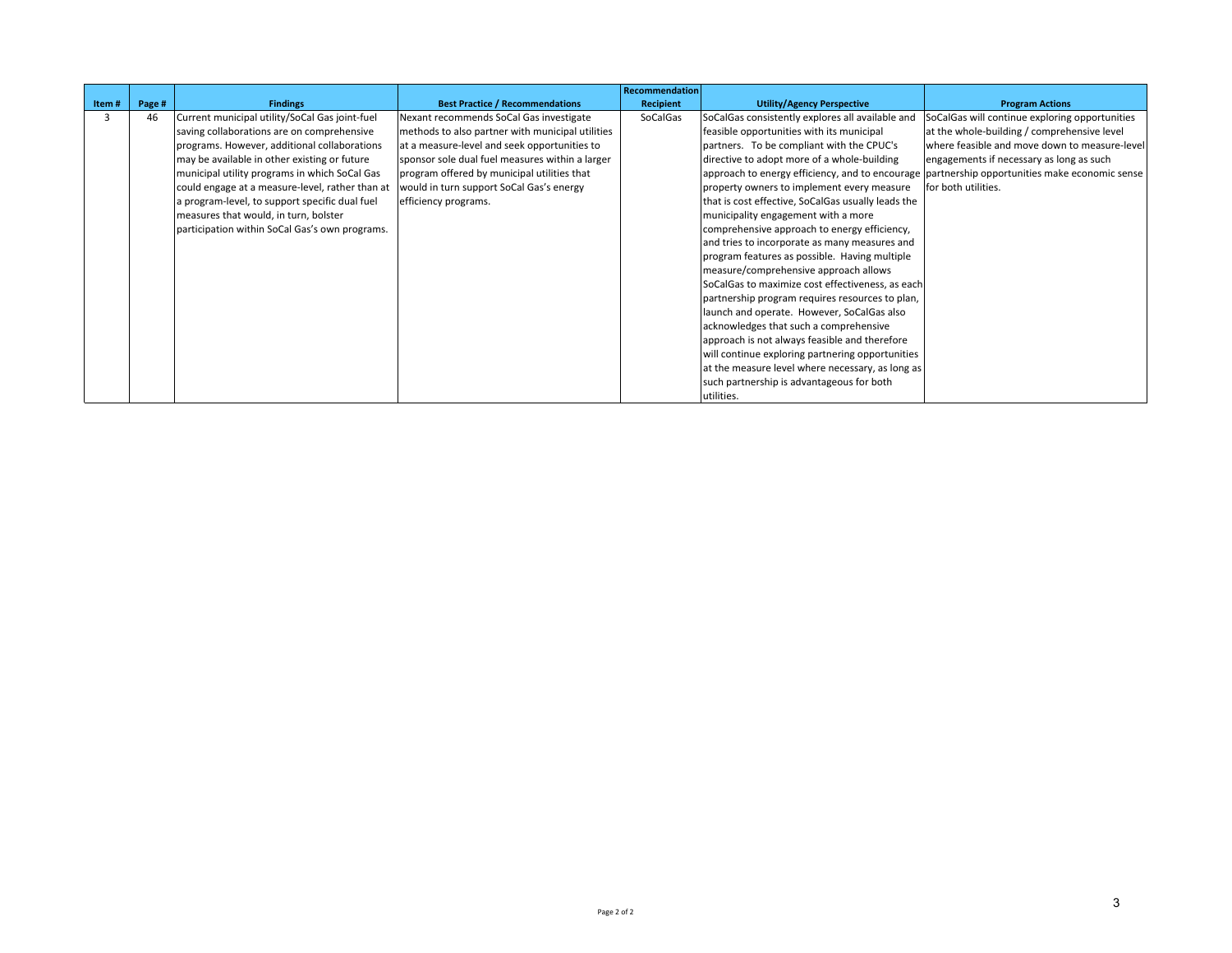| Item # | Page # | Findings | Best Practice / Recommendations | Recommendation Recipient | Utility/Agency Perspective | Program Actions |
|---|---|---|---|---|---|---|
| 3 | 46 | Current municipal utility/SoCal Gas joint-fuel saving collaborations are on comprehensive programs. However, additional collaborations may be available in other existing or future municipal utility programs in which SoCal Gas could engage at a measure-level, rather than at a program-level, to support specific dual fuel measures that would, in turn, bolster participation within SoCal Gas's own programs. | Nexant recommends SoCal Gas investigate methods to also partner with municipal utilities at a measure-level and seek opportunities to sponsor sole dual fuel measures within a larger program offered by municipal utilities that would in turn support SoCal Gas's energy efficiency programs. | SoCalGas | SoCalGas consistently explores all available and feasible opportunities with its municipal partners. To be compliant with the CPUC's directive to adopt more of a whole-building approach to energy efficiency, and to encourage property owners to implement every measure that is cost effective, SoCalGas usually leads the municipality engagement with a more comprehensive approach to energy efficiency, and tries to incorporate as many measures and program features as possible. Having multiple measure/comprehensive approach allows SoCalGas to maximize cost effectiveness, as each partnership program requires resources to plan, launch and operate. However, SoCalGas also acknowledges that such a comprehensive approach is not always feasible and therefore will continue exploring partnering opportunities at the measure level where necessary, as long as such partnership is advantageous for both utilities. | SoCalGas will continue exploring opportunities at the whole-building / comprehensive level where feasible and move down to measure-level engagements if necessary as long as such partnership opportunities make economic sense for both utilities. |